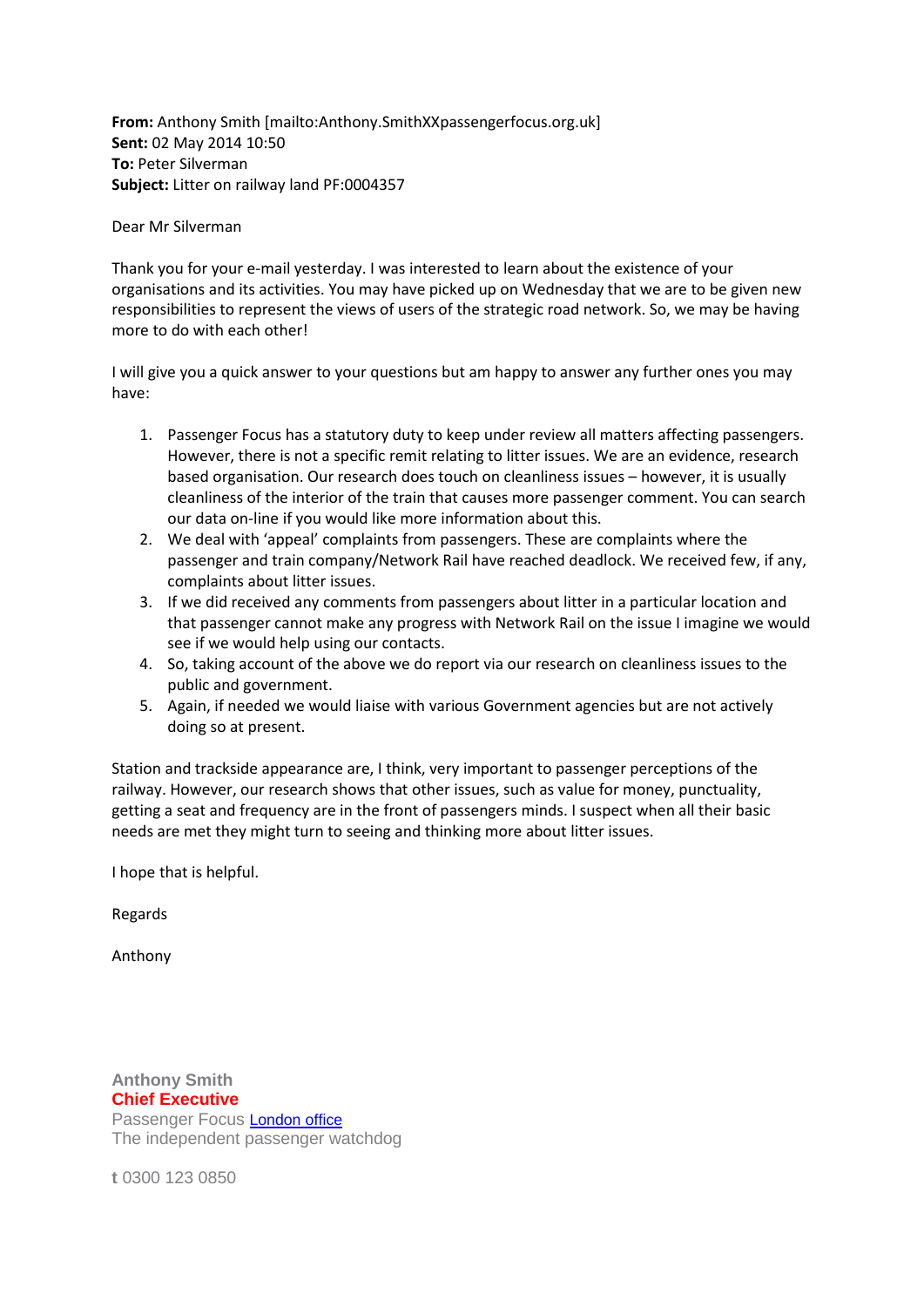**From:** Anthony Smith [mailto:Anthony.SmithXXpassengerfocus.org.uk]
**Sent:** 02 May 2014 10:50
**To:** Peter Silverman
**Subject:** Litter on railway land PF:0004357

Dear Mr Silverman

Thank you for your e-mail yesterday. I was interested to learn about the existence of your organisations and its activities. You may have picked up on Wednesday that we are to be given new responsibilities to represent the views of users of the strategic road network. So, we may be having more to do with each other!

I will give you a quick answer to your questions but am happy to answer any further ones you may have:

1. Passenger Focus has a statutory duty to keep under review all matters affecting passengers. However, there is not a specific remit relating to litter issues. We are an evidence, research based organisation. Our research does touch on cleanliness issues – however, it is usually cleanliness of the interior of the train that causes more passenger comment. You can search our data on-line if you would like more information about this.
2. We deal with 'appeal' complaints from passengers. These are complaints where the passenger and train company/Network Rail have reached deadlock. We received few, if any, complaints about litter issues.
3. If we did received any comments from passengers about litter in a particular location and that passenger cannot make any progress with Network Rail on the issue I imagine we would see if we would help using our contacts.
4. So, taking account of the above we do report via our research on cleanliness issues to the public and government.
5. Again, if needed we would liaise with various Government agencies but are not actively doing so at present.

Station and trackside appearance are, I think, very important to passenger perceptions of the railway. However, our research shows that other issues, such as value for money, punctuality, getting a seat and frequency are in the front of passengers minds. I suspect when all their basic needs are met they might turn to seeing and thinking more about litter issues.

I hope that is helpful.

Regards

Anthony

**Anthony Smith**
**Chief Executive**
Passenger Focus London office
The independent passenger watchdog

**t** 0300 123 0850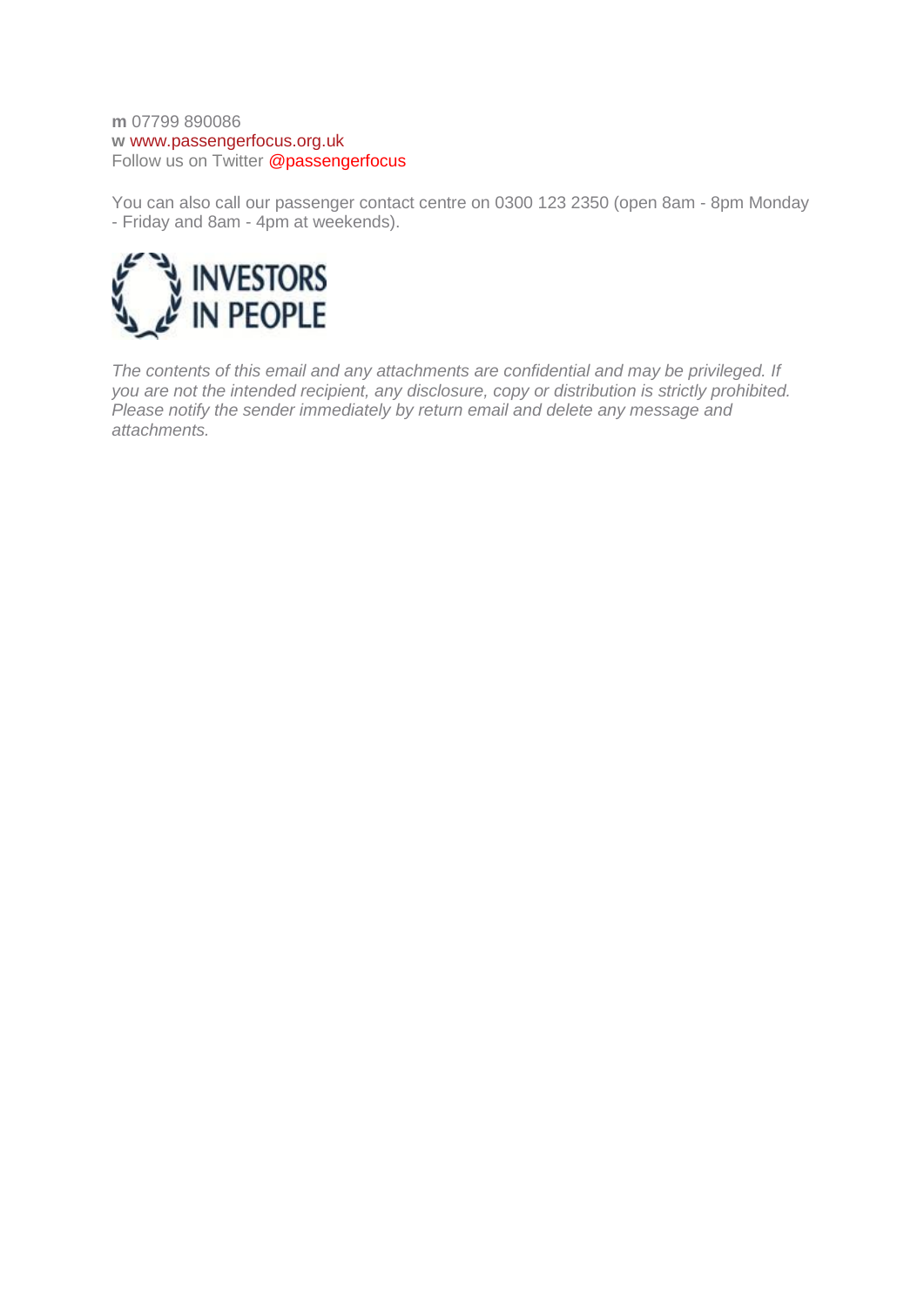**m** 07799 890086
**w** www.passengerfocus.org.uk
Follow us on Twitter @passengerfocus

You can also call our passenger contact centre on 0300 123 2350 (open 8am - 8pm Monday - Friday and 8am - 4pm at weekends).

INVESTORS IN PEOPLE

*The contents of this email and any attachments are confidential and may be privileged. If you are not the intended recipient, any disclosure, copy or distribution is strictly prohibited. Please notify the sender immediately by return email and delete any message and attachments.*